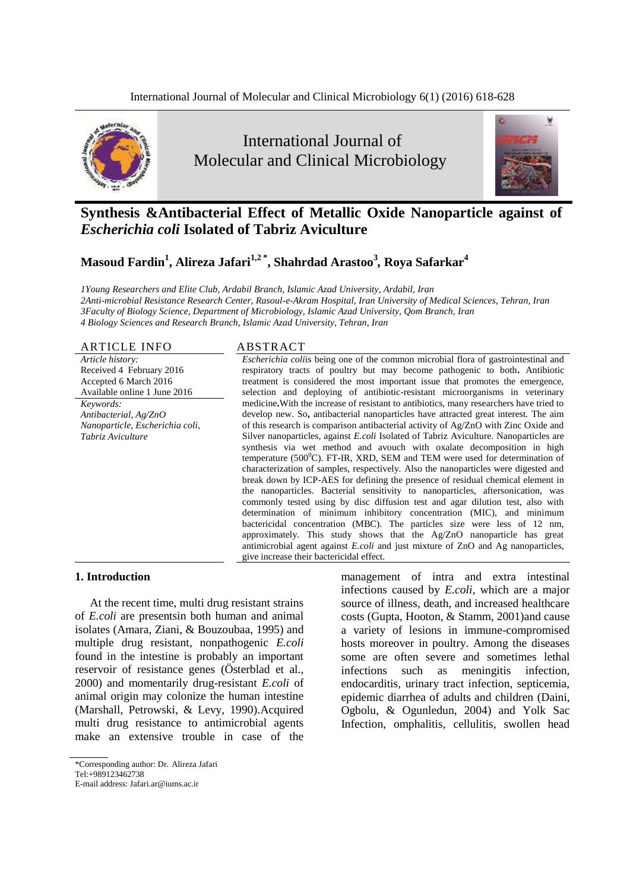# Synthesis &Antibacterial Effect of Metallic Oxide Nanoparticle against of *Escherichia coli* Isolated of Tabriz Aviculture

## Masoud Fardin[1], Alireza Jafari[1,2*], Shahrdad Arastoo[3], Roya Safarkar[4]

*1Young Researchers and Elite Club, Ardabil Branch, Islamic Azad University, Ardabil, Iran*
*2Anti-microbial Resistance Research Center, Rasoul-e-Akram Hospital, Iran University of Medical Sciences, Tehran, Iran*
*3Faculty of Biology Science, Department of Microbiology, Islamic Azad University, Qom Branch, Iran*
*4 Biology Sciences and Research Branch, Islamic Azad University, Tehran, Iran*

### ARTICLE INFO

*Article history:*
Received 4 February 2016
Accepted 6 March 2016
Available online 1 June 2016

*Keywords:*
*Antibacterial, Ag/ZnO Nanoparticle, Escherichia coli, Tabriz Aviculture*

### ABSTRACT

*Escherichia coli*is being one of the common microbial flora of gastrointestinal and respiratory tracts of poultry but may become pathogenic to both**.** Antibiotic treatment is considered the most important issue that promotes the emergence, selection and deploying of antibiotic-resistant microorganisms in veterinary medicine**.**With the increase of resistant to antibiotics, many researchers have tried to develop new. So**,** antibacterial nanoparticles have attracted great interest. The aim of this research is comparison antibacterial activity of Ag/ZnO with Zinc Oxide and Silver nanoparticles, against *E.coli* Isolated of Tabriz Aviculture. Nanoparticles are synthesis via wet method and avouch with oxalate decomposition in high temperature (500$^0$C). FT-IR, XRD, SEM and TEM were used for determination of characterization of samples, respectively. Also the nanoparticles were digested and break down by ICP-AES for defining the presence of residual chemical element in the nanoparticles. Bacterial sensitivity to nanoparticles, aftersonication, was commonly tested using by disc diffusion test and agar dilution test, also with determination of minimum inhibitory concentration (MIC), and minimum bactericidal concentration (MBC). The particles size were less of 12 nm, approximately. This study shows that the Ag/ZnO nanoparticle has great antimicrobial agent against *E.coli* and just mixture of ZnO and Ag nanoparticles, give increase their bactericidal effect.

## 1. Introduction

At the recent time, multi drug resistant strains of *E.coli* are presentsin both human and animal isolates (Amara, Ziani, & Bouzoubaa, 1995) and multiple drug resistant, nonpathogenic *E.coli* found in the intestine is probably an important reservoir of resistance genes (Österblad et al., 2000) and momentarily drug-resistant *E.coli* of animal origin may colonize the human intestine (Marshall, Petrowski, & Levy, 1990).Acquired multi drug resistance to antimicrobial agents make an extensive trouble in case of the management of intra and extra intestinal infections caused by *E.coli*, which are a major source of illness, death, and increased healthcare costs (Gupta, Hooton, & Stamm, 2001)and cause a variety of lesions in immune-compromised hosts moreover in poultry. Among the diseases some are often severe and sometimes lethal infections such as meningitis infection, endocarditis, urinary tract infection, septicemia, epidemic diarrhea of adults and children (Daini, Ogbolu, & Ogunledun, 2004) and Yolk Sac Infection, omphalitis, cellulitis, swollen head

\*Corresponding author: Dr. Alireza Jafari
Tel:+989123462738
E-mail address: Jafari.ar@iums.ac.ir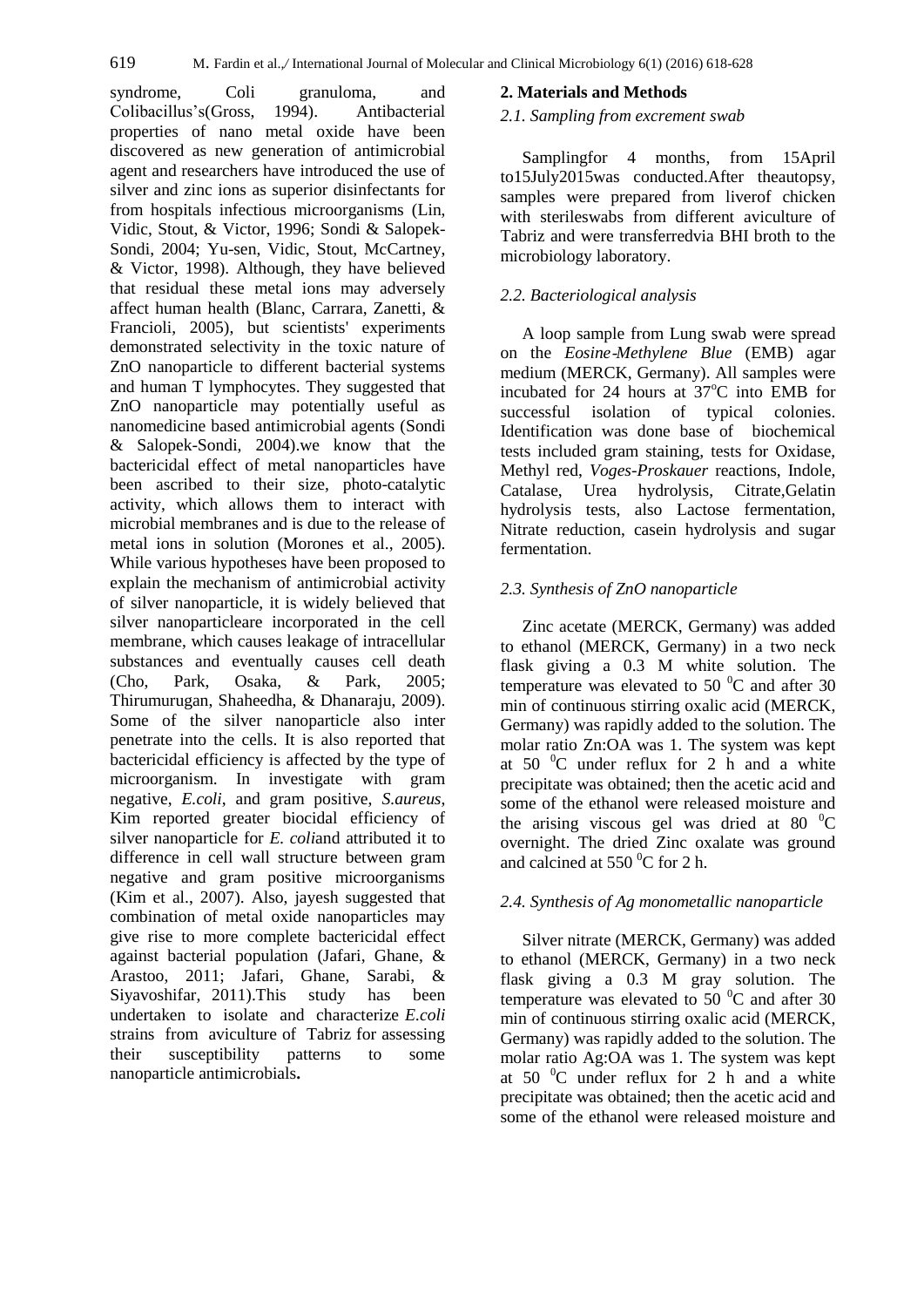syndrome, Coli granuloma, and Colibacillus's(Gross, 1994). Antibacterial properties of nano metal oxide have been discovered as new generation of antimicrobial agent and researchers have introduced the use of silver and zinc ions as superior disinfectants for from hospitals infectious microorganisms (Lin, Vidic, Stout, & Victor, 1996; Sondi & Salopek-Sondi, 2004; Yu-sen, Vidic, Stout, McCartney, & Victor, 1998). Although, they have believed that residual these metal ions may adversely affect human health (Blanc, Carrara, Zanetti, & Francioli, 2005), but scientists' experiments demonstrated selectivity in the toxic nature of ZnO nanoparticle to different bacterial systems and human T lymphocytes. They suggested that ZnO nanoparticle may potentially useful as nanomedicine based antimicrobial agents (Sondi & Salopek-Sondi, 2004).we know that the bactericidal effect of metal nanoparticles have been ascribed to their size, photo-catalytic activity, which allows them to interact with microbial membranes and is due to the release of metal ions in solution (Morones et al., 2005). While various hypotheses have been proposed to explain the mechanism of antimicrobial activity of silver nanoparticle, it is widely believed that silver nanoparticleare incorporated in the cell membrane, which causes leakage of intracellular substances and eventually causes cell death (Cho, Park, Osaka, & Park, 2005; Thirumurugan, Shaheedha, & Dhanaraju, 2009). Some of the silver nanoparticle also inter penetrate into the cells. It is also reported that bactericidal efficiency is affected by the type of microorganism. In investigate with gram negative, *E.coli*, and gram positive, *S.aureus*, Kim reported greater biocidal efficiency of silver nanoparticle for *E. coli*and attributed it to difference in cell wall structure between gram negative and gram positive microorganisms (Kim et al., 2007). Also, jayesh suggested that combination of metal oxide nanoparticles may give rise to more complete bactericidal effect against bacterial population (Jafari, Ghane, & Arastoo, 2011; Jafari, Ghane, Sarabi, & Siyavoshifar, 2011).This study has been undertaken to isolate and characterize *E.coli* strains from aviculture of Tabriz for assessing their susceptibility patterns to some nanoparticle antimicrobials**.**

## 2. Materials and Methods

### *2.1. Sampling from excrement swab*

Samplingfor 4 months, from 15April to15July2015was conducted.After theautopsy, samples were prepared from liverof chicken with sterileswabs from different aviculture of Tabriz and were transferredvia BHI broth to the microbiology laboratory.

### *2.2. Bacteriological analysis*

A loop sample from Lung swab were spread on the *Eosine-Methylene Blue* (EMB) agar medium (MERCK, Germany). All samples were incubated for 24 hours at 37$^{o}$C into EMB for successful isolation of typical colonies. Identification was done base of biochemical tests included gram staining, tests for Oxidase, Methyl red, *Voges-Proskauer* reactions, Indole, Catalase, Urea hydrolysis, Citrate,Gelatin hydrolysis tests, also Lactose fermentation, Nitrate reduction, casein hydrolysis and sugar fermentation.

### *2.3. Synthesis of ZnO nanoparticle*

Zinc acetate (MERCK, Germany) was added to ethanol (MERCK, Germany) in a two neck flask giving a 0.3 M white solution. The temperature was elevated to 50 $^{0}$C and after 30 min of continuous stirring oxalic acid (MERCK, Germany) was rapidly added to the solution. The molar ratio Zn:OA was 1. The system was kept at 50 $^{0}$C under reflux for 2 h and a white precipitate was obtained; then the acetic acid and some of the ethanol were released moisture and the arising viscous gel was dried at 80 $^{0}$C overnight. The dried Zinc oxalate was ground and calcined at 550 $^{0}$C for 2 h.

### *2.4. Synthesis of Ag monometallic nanoparticle*

Silver nitrate (MERCK, Germany) was added to ethanol (MERCK, Germany) in a two neck flask giving a 0.3 M gray solution. The temperature was elevated to 50 $^{0}$C and after 30 min of continuous stirring oxalic acid (MERCK, Germany) was rapidly added to the solution. The molar ratio Ag:OA was 1. The system was kept at 50 $^{0}$C under reflux for 2 h and a white precipitate was obtained; then the acetic acid and some of the ethanol were released moisture and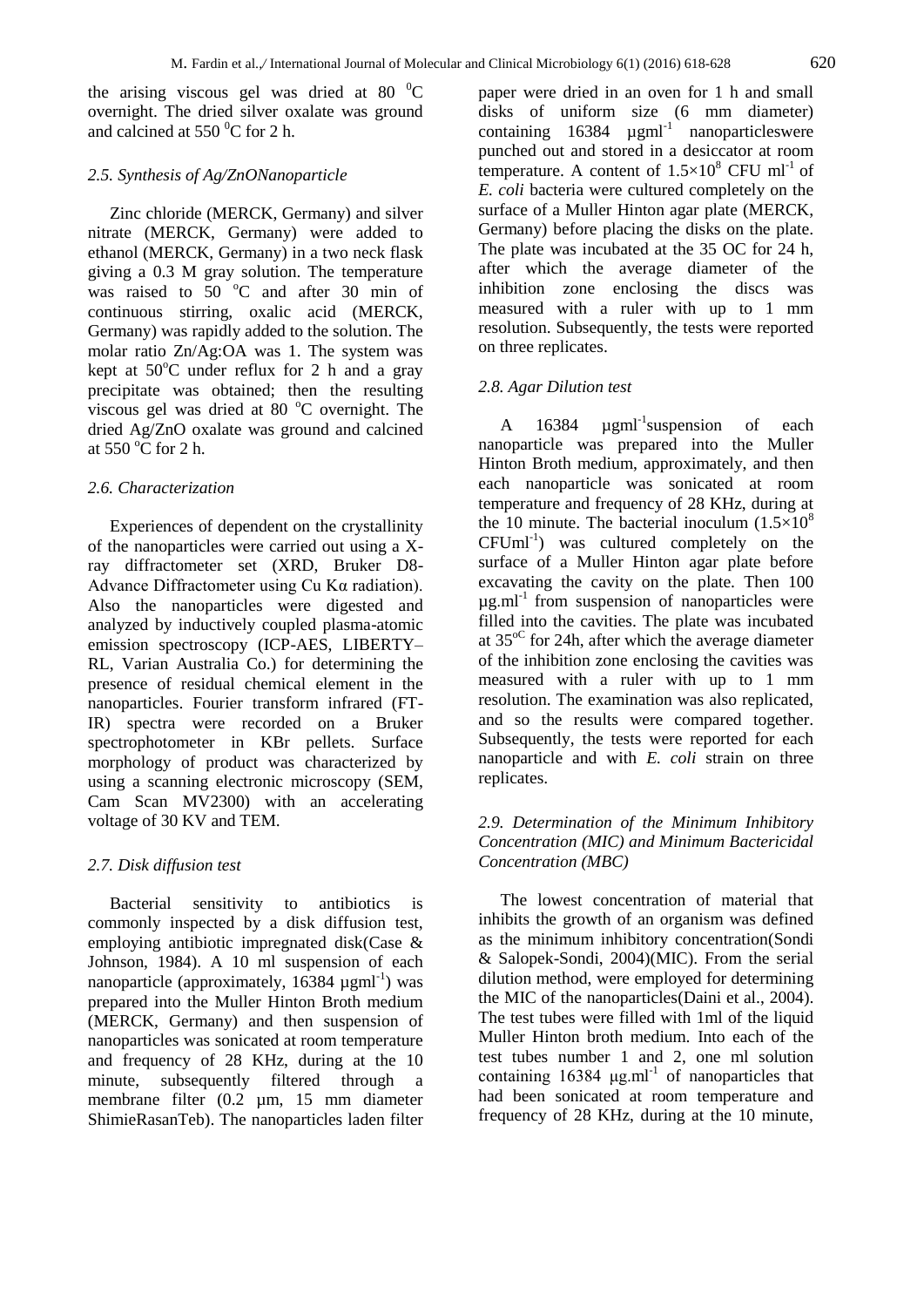the arising viscous gel was dried at 80 $^{0}$C overnight. The dried silver oxalate was ground and calcined at 550 $^{0}$C for 2 h.

### *2.5. Synthesis of Ag/ZnONanoparticle*

Zinc chloride (MERCK, Germany) and silver nitrate (MERCK, Germany) were added to ethanol (MERCK, Germany) in a two neck flask giving a 0.3 M gray solution. The temperature was raised to 50 $^{o}$C and after 30 min of continuous stirring, oxalic acid (MERCK, Germany) was rapidly added to the solution. The molar ratio Zn/Ag:OA was 1. The system was kept at 50$^{o}$C under reflux for 2 h and a gray precipitate was obtained; then the resulting viscous gel was dried at 80 $^{o}$C overnight. The dried Ag/ZnO oxalate was ground and calcined at 550 $^{o}$C for 2 h.

### *2.6. Characterization*

Experiences of dependent on the crystallinity of the nanoparticles were carried out using a X-ray diffractometer set (XRD, Bruker D8-Advance Diffractometer using Cu Kα radiation). Also the nanoparticles were digested and analyzed by inductively coupled plasma-atomic emission spectroscopy (ICP-AES, LIBERTY–RL, Varian Australia Co.) for determining the presence of residual chemical element in the nanoparticles. Fourier transform infrared (FT-IR) spectra were recorded on a Bruker spectrophotometer in KBr pellets. Surface morphology of product was characterized by using a scanning electronic microscopy (SEM, Cam Scan MV2300) with an accelerating voltage of 30 KV and TEM.

### *2.7. Disk diffusion test*

Bacterial sensitivity to antibiotics is commonly inspected by a disk diffusion test, employing antibiotic impregnated disk(Case & Johnson, 1984). A 10 ml suspension of each nanoparticle (approximately, 16384 µgml$^{-1}$) was prepared into the Muller Hinton Broth medium (MERCK, Germany) and then suspension of nanoparticles was sonicated at room temperature and frequency of 28 KHz, during at the 10 minute, subsequently filtered through a membrane filter (0.2 µm, 15 mm diameter ShimieRasanTeb). The nanoparticles laden filter paper were dried in an oven for 1 h and small disks of uniform size (6 mm diameter) containing 16384 µgml$^{-1}$ nanoparticleswere punched out and stored in a desiccator at room temperature. A content of $1.5\times10^{8}$ CFU ml$^{-1}$ of *E. coli* bacteria were cultured completely on the surface of a Muller Hinton agar plate (MERCK, Germany) before placing the disks on the plate. The plate was incubated at the 35 OC for 24 h, after which the average diameter of the inhibition zone enclosing the discs was measured with a ruler with up to 1 mm resolution. Subsequently, the tests were reported on three replicates.

### *2.8. Agar Dilution test*

A 16384 µgml$^{-1}$suspension of each nanoparticle was prepared into the Muller Hinton Broth medium, approximately, and then each nanoparticle was sonicated at room temperature and frequency of 28 KHz, during at the 10 minute. The bacterial inoculum ($1.5\times10^{8}$ CFUml$^{-1}$) was cultured completely on the surface of a Muller Hinton agar plate before excavating the cavity on the plate. Then 100 µg.ml$^{-1}$ from suspension of nanoparticles were filled into the cavities. The plate was incubated at 35$^{oC}$ for 24h, after which the average diameter of the inhibition zone enclosing the cavities was measured with a ruler with up to 1 mm resolution. The examination was also replicated, and so the results were compared together. Subsequently, the tests were reported for each nanoparticle and with *E. coli* strain on three replicates.

### *2.9. Determination of the Minimum Inhibitory Concentration (MIC) and Minimum Bactericidal Concentration (MBC)*

The lowest concentration of material that inhibits the growth of an organism was defined as the minimum inhibitory concentration(Sondi & Salopek-Sondi, 2004)(MIC). From the serial dilution method, were employed for determining the MIC of the nanoparticles(Daini et al., 2004). The test tubes were filled with 1ml of the liquid Muller Hinton broth medium. Into each of the test tubes number 1 and 2, one ml solution containing 16384 µg.ml$^{-1}$ of nanoparticles that had been sonicated at room temperature and frequency of 28 KHz, during at the 10 minute,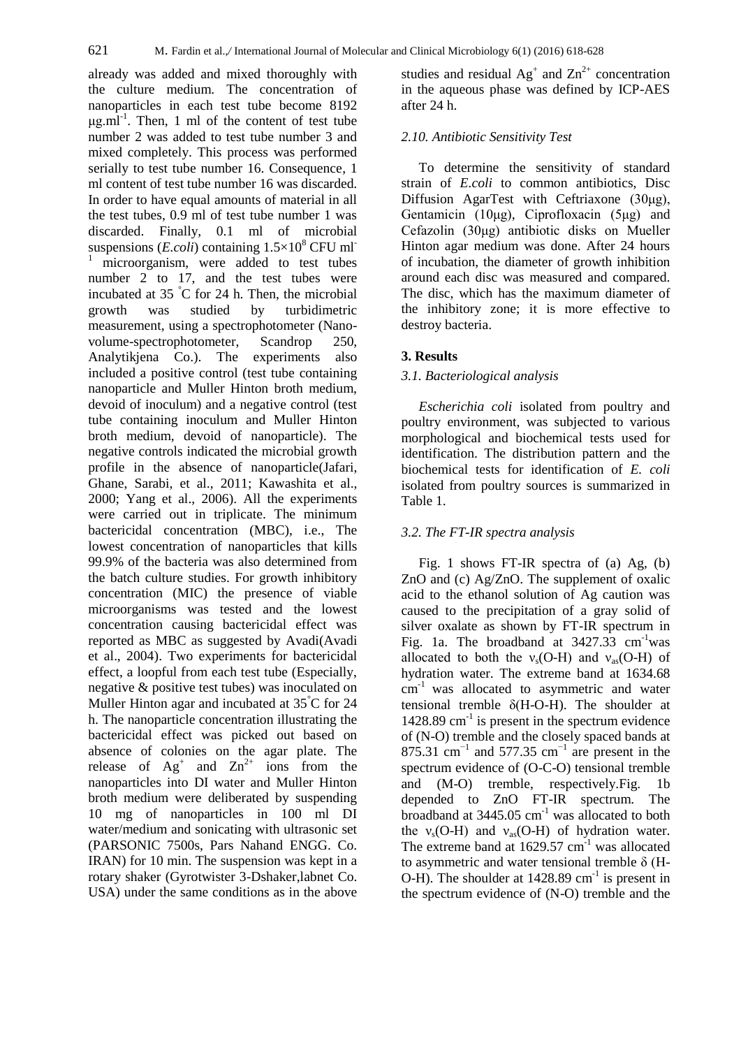already was added and mixed thoroughly with the culture medium. The concentration of nanoparticles in each test tube become 8192 $\mu g.ml^{-1}$. Then, 1 ml of the content of test tube number 2 was added to test tube number 3 and mixed completely. This process was performed serially to test tube number 16. Consequence, 1 ml content of test tube number 16 was discarded. In order to have equal amounts of material in all the test tubes, 0.9 ml of test tube number 1 was discarded. Finally, 0.1 ml of microbial suspensions (*E.coli*) containing $1.5\times10^{8}$ CFU $ml^{-1}$ microorganism, were added to test tubes number 2 to 17, and the test tubes were incubated at 35 °C for 24 h. Then, the microbial growth was studied by turbidimetric measurement, using a spectrophotometer (Nano-volume-spectrophotometer, Scandrop 250, Analytikjena Co.). The experiments also included a positive control (test tube containing nanoparticle and Muller Hinton broth medium, devoid of inoculum) and a negative control (test tube containing inoculum and Muller Hinton broth medium, devoid of nanoparticle). The negative controls indicated the microbial growth profile in the absence of nanoparticle(Jafari, Ghane, Sarabi, et al., 2011; Kawashita et al., 2000; Yang et al., 2006). All the experiments were carried out in triplicate. The minimum bactericidal concentration (MBC), i.e., The lowest concentration of nanoparticles that kills 99.9% of the bacteria was also determined from the batch culture studies. For growth inhibitory concentration (MIC) the presence of viable microorganisms was tested and the lowest concentration causing bactericidal effect was reported as MBC as suggested by Avadi(Avadi et al., 2004). Two experiments for bactericidal effect, a loopful from each test tube (Especially, negative & positive test tubes) was inoculated on Muller Hinton agar and incubated at 35°C for 24 h. The nanoparticle concentration illustrating the bactericidal effect was picked out based on absence of colonies on the agar plate. The release of $Ag^{+}$ and $Zn^{2+}$ ions from the nanoparticles into DI water and Muller Hinton broth medium were deliberated by suspending 10 mg of nanoparticles in 100 ml DI water/medium and sonicating with ultrasonic set (PARSONIC 7500s, Pars Nahand ENGG. Co. IRAN) for 10 min. The suspension was kept in a rotary shaker (Gyrotwister 3-Dshaker,labnet Co. USA) under the same conditions as in the above studies and residual $Ag^{+}$ and $Zn^{2+}$ concentration in the aqueous phase was defined by ICP-AES after 24 h.

### *2.10. Antibiotic Sensitivity Test*

To determine the sensitivity of standard strain of *E.coli* to common antibiotics, Disc Diffusion AgarTest with Ceftriaxone (30μg), Gentamicin (10μg), Ciprofloxacin (5μg) and Cefazolin (30μg) antibiotic disks on Mueller Hinton agar medium was done. After 24 hours of incubation, the diameter of growth inhibition around each disc was measured and compared. The disc, which has the maximum diameter of the inhibitory zone; it is more effective to destroy bacteria.

## 3. Results

### *3.1. Bacteriological analysis*

*Escherichia coli* isolated from poultry and poultry environment, was subjected to various morphological and biochemical tests used for identification. The distribution pattern and the biochemical tests for identification of *E. coli* isolated from poultry sources is summarized in Table 1.

### *3.2. The FT-IR spectra analysis*

Fig. 1 shows FT-IR spectra of (a) Ag, (b) ZnO and (c) Ag/ZnO. The supplement of oxalic acid to the ethanol solution of Ag caution was caused to the precipitation of a gray solid of silver oxalate as shown by FT-IR spectrum in Fig. 1a. The broadband at 3427.33 $cm^{-1}$was allocated to both the $\nu_s$(O-H) and $\nu_{as}$(O-H) of hydration water. The extreme band at 1634.68 $cm^{-1}$ was allocated to asymmetric and water tensional tremble δ(H-O-H). The shoulder at 1428.89 $cm^{-1}$ is present in the spectrum evidence of (N-O) tremble and the closely spaced bands at 875.31 $cm^{-1}$ and 577.35 $cm^{-1}$ are present in the spectrum evidence of (O-C-O) tensional tremble and (M-O) tremble, respectively.Fig. 1b depended to ZnO FT-IR spectrum. The broadband at 3445.05 $cm^{-1}$ was allocated to both the $\nu_s$(O-H) and $\nu_{as}$(O-H) of hydration water. The extreme band at 1629.57 $cm^{-1}$ was allocated to asymmetric and water tensional tremble δ (H-O-H). The shoulder at 1428.89 $cm^{-1}$ is present in the spectrum evidence of (N-O) tremble and the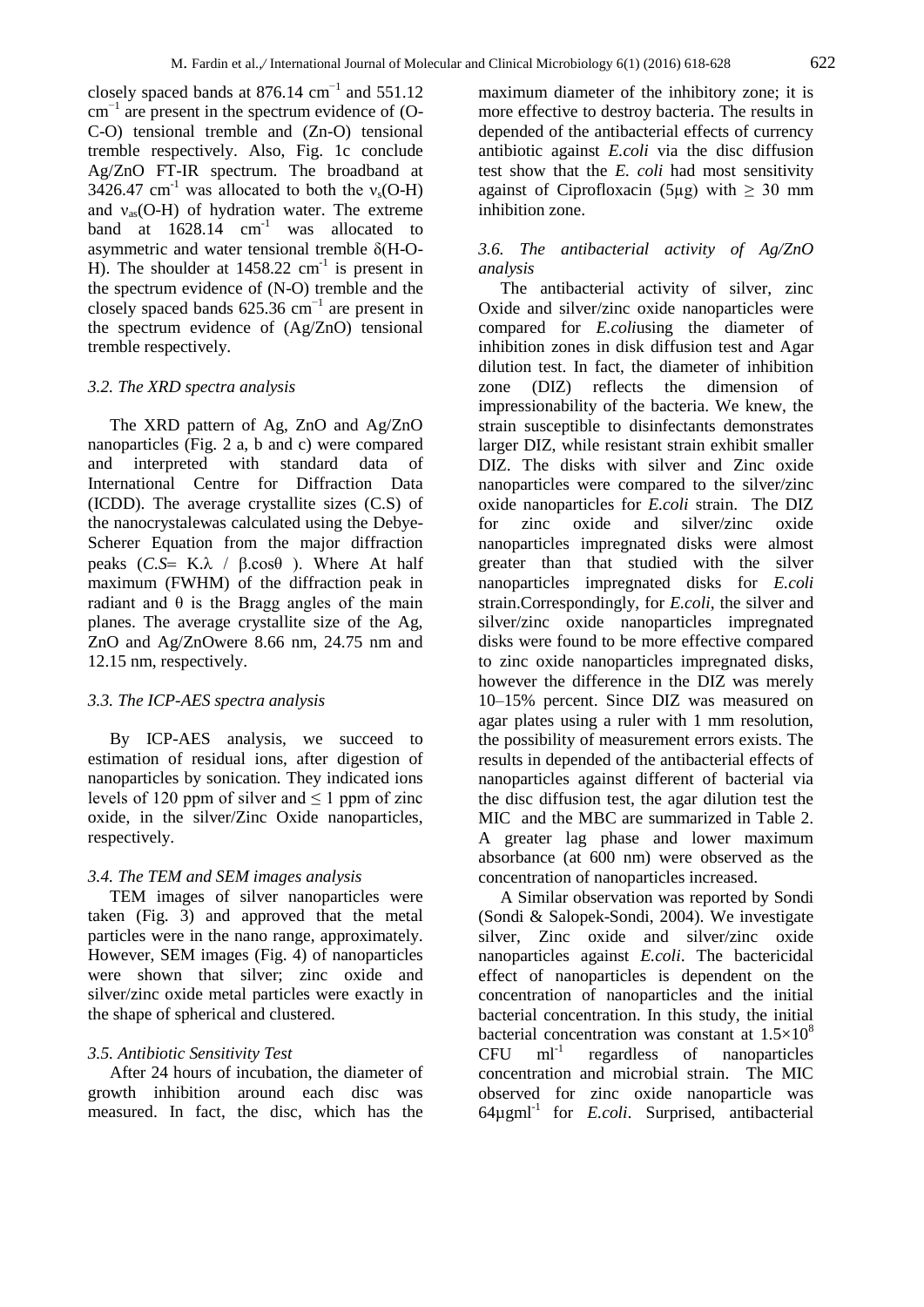closely spaced bands at 876.14 $cm^{-1}$ and 551.12 $cm^{-1}$ are present in the spectrum evidence of (O-C-O) tensional tremble and (Zn-O) tensional tremble respectively. Also, Fig. 1c conclude Ag/ZnO FT-IR spectrum. The broadband at 3426.47 $cm^{-1}$ was allocated to both the $\nu_s$(O-H) and $\nu_{as}$(O-H) of hydration water. The extreme band at 1628.14 $cm^{-1}$ was allocated to asymmetric and water tensional tremble $\delta$(H-O-H). The shoulder at 1458.22 $cm^{-1}$ is present in the spectrum evidence of (N-O) tremble and the closely spaced bands 625.36 $cm^{-1}$ are present in the spectrum evidence of (Ag/ZnO) tensional tremble respectively.

### *3.2. The XRD spectra analysis*

The XRD pattern of Ag, ZnO and Ag/ZnO nanoparticles (Fig. 2 a, b and c) were compared and interpreted with standard data of International Centre for Diffraction Data (ICDD). The average crystallite sizes (C.S) of the nanocrystalewas calculated using the Debye-Scherer Equation from the major diffraction peaks ($C.S = K.\lambda \ / \ \beta.\cos\theta$ ). Where At half maximum (FWHM) of the diffraction peak in radiant and $\theta$ is the Bragg angles of the main planes. The average crystallite size of the Ag, ZnO and Ag/ZnOwere 8.66 nm, 24.75 nm and 12.15 nm, respectively.

### *3.3. The ICP-AES spectra analysis*

By ICP-AES analysis, we succeed to estimation of residual ions, after digestion of nanoparticles by sonication. They indicated ions levels of 120 ppm of silver and $\leq$ 1 ppm of zinc oxide, in the silver/Zinc Oxide nanoparticles, respectively.

### *3.4. The TEM and SEM images analysis*

TEM images of silver nanoparticles were taken (Fig. 3) and approved that the metal particles were in the nano range, approximately. However, SEM images (Fig. 4) of nanoparticles were shown that silver; zinc oxide and silver/zinc oxide metal particles were exactly in the shape of spherical and clustered.

### *3.5. Antibiotic Sensitivity Test*

After 24 hours of incubation, the diameter of growth inhibition around each disc was measured. In fact, the disc, which has the maximum diameter of the inhibitory zone; it is more effective to destroy bacteria. The results in depended of the antibacterial effects of currency antibiotic against *E.coli* via the disc diffusion test show that the *E. coli* had most sensitivity against of Ciprofloxacin (5µg) with $\geq$ 30 mm inhibition zone.

### *3.6. The antibacterial activity of Ag/ZnO analysis*

The antibacterial activity of silver, zinc Oxide and silver/zinc oxide nanoparticles were compared for *E.coli*using the diameter of inhibition zones in disk diffusion test and Agar dilution test. In fact, the diameter of inhibition zone (DIZ) reflects the dimension of impressionability of the bacteria. We knew, the strain susceptible to disinfectants demonstrates larger DIZ, while resistant strain exhibit smaller DIZ. The disks with silver and Zinc oxide nanoparticles were compared to the silver/zinc oxide nanoparticles for *E.coli* strain. The DIZ for zinc oxide and silver/zinc oxide nanoparticles impregnated disks were almost greater than that studied with the silver nanoparticles impregnated disks for *E.coli* strain.Correspondingly, for *E.coli*, the silver and silver/zinc oxide nanoparticles impregnated disks were found to be more effective compared to zinc oxide nanoparticles impregnated disks, however the difference in the DIZ was merely 10–15% percent. Since DIZ was measured on agar plates using a ruler with 1 mm resolution, the possibility of measurement errors exists. The results in depended of the antibacterial effects of nanoparticles against different of bacterial via the disc diffusion test, the agar dilution test the MIC and the MBC are summarized in Table 2. A greater lag phase and lower maximum absorbance (at 600 nm) were observed as the concentration of nanoparticles increased.

A Similar observation was reported by Sondi (Sondi & Salopek-Sondi, 2004). We investigate silver, Zinc oxide and silver/zinc oxide nanoparticles against *E.coli*. The bactericidal effect of nanoparticles is dependent on the concentration of nanoparticles and the initial bacterial concentration. In this study, the initial bacterial concentration was constant at $1.5\times10^{8}$ CFU $ml^{-1}$ regardless of nanoparticles concentration and microbial strain. The MIC observed for zinc oxide nanoparticle was 64µg$ml^{-1}$ for *E.coli*. Surprised, antibacterial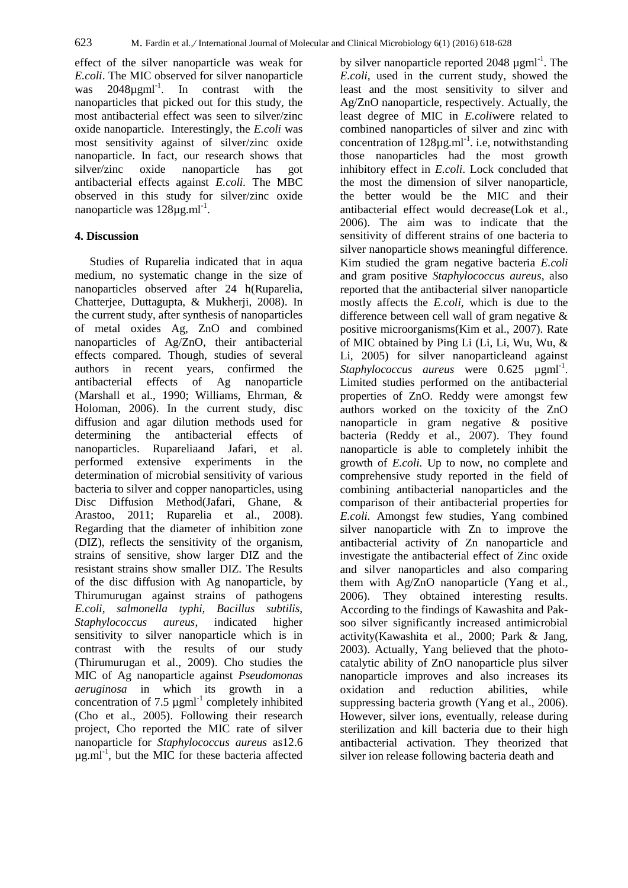effect of the silver nanoparticle was weak for *E.coli*. The MIC observed for silver nanoparticle was 2048µgml$^{-1}$. In contrast with the nanoparticles that picked out for this study, the most antibacterial effect was seen to silver/zinc oxide nanoparticle. Interestingly, the *E.coli* was most sensitivity against of silver/zinc oxide nanoparticle. In fact, our research shows that silver/zinc oxide nanoparticle has got antibacterial effects against *E.coli.* The MBC observed in this study for silver/zinc oxide nanoparticle was 128µg.ml$^{-1}$.

## 4. Discussion

Studies of Ruparelia indicated that in aqua medium, no systematic change in the size of nanoparticles observed after 24 h(Ruparelia, Chatterjee, Duttagupta, & Mukherji, 2008). In the current study, after synthesis of nanoparticles of metal oxides Ag, ZnO and combined nanoparticles of Ag/ZnO, their antibacterial effects compared. Though, studies of several authors in recent years, confirmed the antibacterial effects of Ag nanoparticle (Marshall et al., 1990; Williams, Ehrman, & Holoman, 2006). In the current study, disc diffusion and agar dilution methods used for determining the antibacterial effects of nanoparticles. Rupareliaand Jafari, et al. performed extensive experiments in the determination of microbial sensitivity of various bacteria to silver and copper nanoparticles, using Disc Diffusion Method(Jafari, Ghane, & Arastoo, 2011; Ruparelia et al., 2008). Regarding that the diameter of inhibition zone (DIZ), reflects the sensitivity of the organism, strains of sensitive, show larger DIZ and the resistant strains show smaller DIZ. The Results of the disc diffusion with Ag nanoparticle, by Thirumurugan against strains of pathogens *E.coli, salmonella typhi, Bacillus subtilis, Staphylococcus aureus*, indicated higher sensitivity to silver nanoparticle which is in contrast with the results of our study (Thirumurugan et al., 2009). Cho studies the MIC of Ag nanoparticle against *Pseudomonas aeruginosa* in which its growth in a concentration of 7.5 µgml$^{-1}$ completely inhibited (Cho et al., 2005). Following their research project, Cho reported the MIC rate of silver nanoparticle for *Staphylococcus aureus* as12.6 µg.ml$^{-1}$, but the MIC for these bacteria affected by silver nanoparticle reported 2048 µgml$^{-1}$. The *E.coli*, used in the current study, showed the least and the most sensitivity to silver and Ag/ZnO nanoparticle, respectively. Actually, the least degree of MIC in *E.coli*were related to combined nanoparticles of silver and zinc with concentration of 128µg.ml$^{-1}$. i.e, notwithstanding those nanoparticles had the most growth inhibitory effect in *E.coli*. Lock concluded that the most the dimension of silver nanoparticle, the better would be the MIC and their antibacterial effect would decrease(Lok et al., 2006). The aim was to indicate that the sensitivity of different strains of one bacteria to silver nanoparticle shows meaningful difference. Kim studied the gram negative bacteria *E.coli* and gram positive *Staphylococcus aureus*, also reported that the antibacterial silver nanoparticle mostly affects the *E.coli*, which is due to the difference between cell wall of gram negative & positive microorganisms(Kim et al., 2007). Rate of MIC obtained by Ping Li (Li, Li, Wu, Wu, & Li, 2005) for silver nanoparticleand against *Staphylococcus aureus* were 0.625 µgml$^{-1}$. Limited studies performed on the antibacterial properties of ZnO. Reddy were amongst few authors worked on the toxicity of the ZnO nanoparticle in gram negative & positive bacteria (Reddy et al., 2007). They found nanoparticle is able to completely inhibit the growth of *E.coli.* Up to now, no complete and comprehensive study reported in the field of combining antibacterial nanoparticles and the comparison of their antibacterial properties for *E.coli.* Amongst few studies, Yang combined silver nanoparticle with Zn to improve the antibacterial activity of Zn nanoparticle and investigate the antibacterial effect of Zinc oxide and silver nanoparticles and also comparing them with Ag/ZnO nanoparticle (Yang et al., 2006). They obtained interesting results. According to the findings of Kawashita and Pak-soo silver significantly increased antimicrobial activity(Kawashita et al., 2000; Park & Jang, 2003). Actually, Yang believed that the photo-catalytic ability of ZnO nanoparticle plus silver nanoparticle improves and also increases its oxidation and reduction abilities, while suppressing bacteria growth (Yang et al., 2006). However, silver ions, eventually, release during sterilization and kill bacteria due to their high antibacterial activation. They theorized that silver ion release following bacteria death and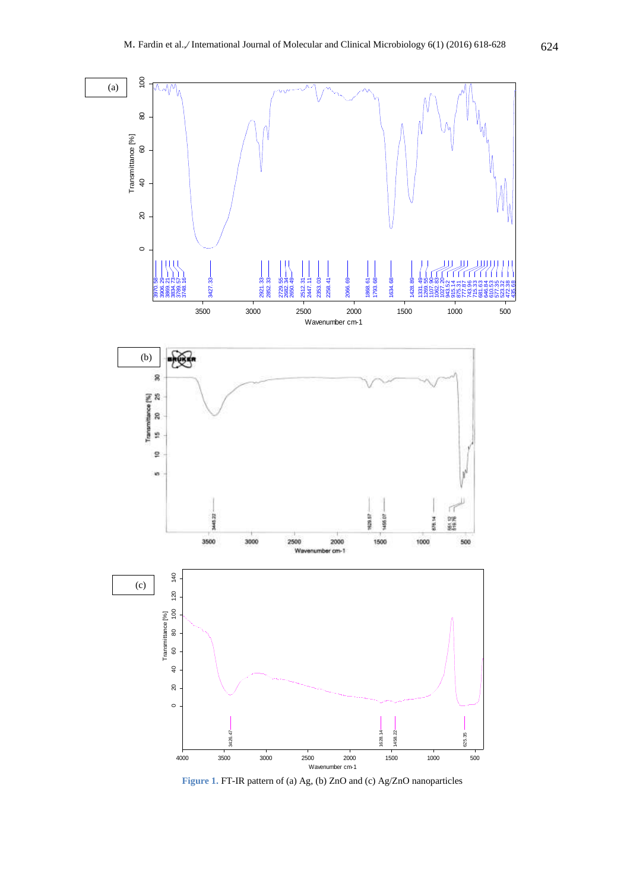Figure 1. FT-IR pattern of (a) Ag, (b) ZnO and (c) Ag/ZnO nanoparticles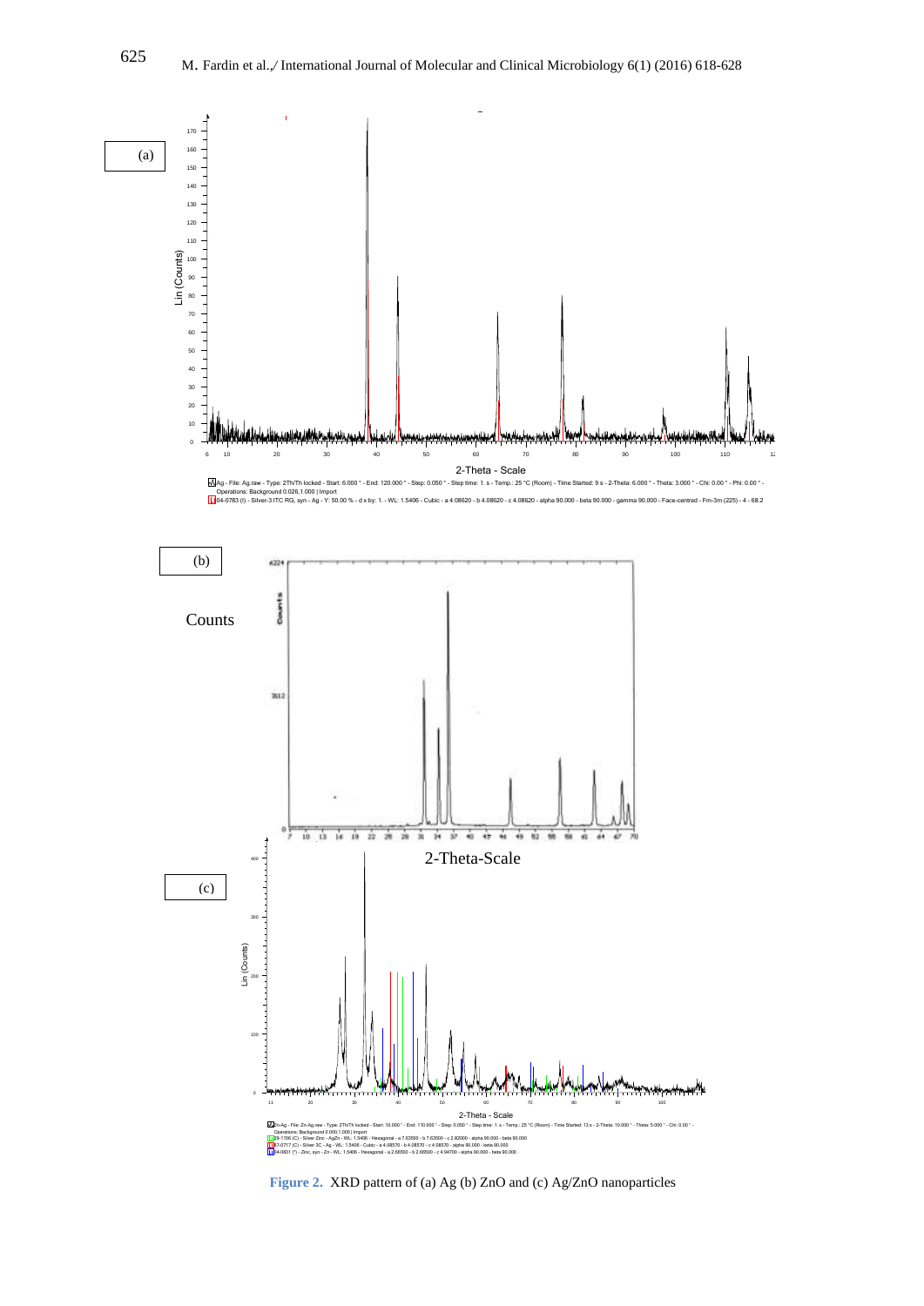**Figure 2.** XRD pattern of (a) Ag (b) ZnO and (c) Ag/ZnO nanoparticles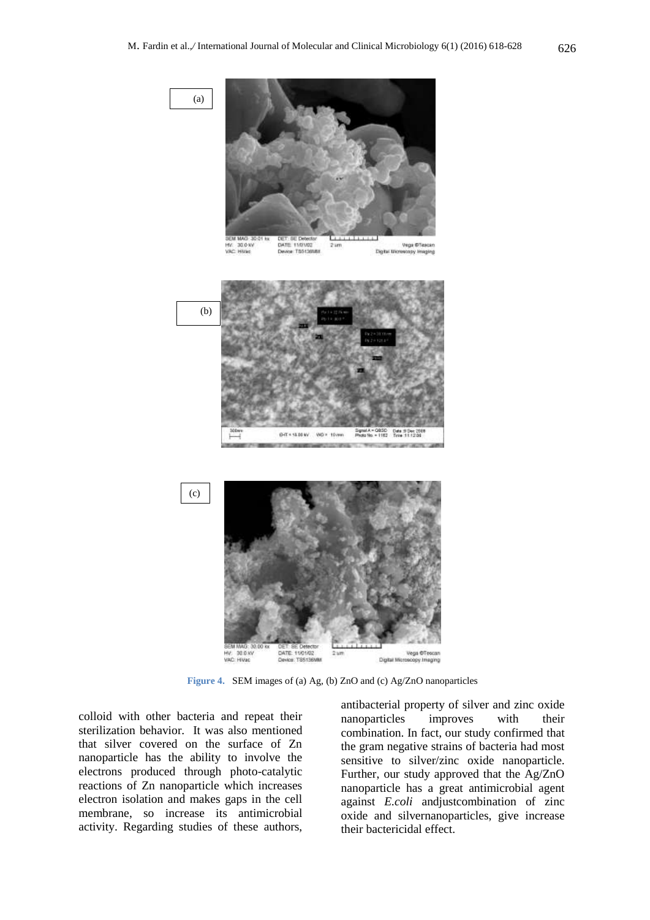(a)

(b)

(c)

**Figure 4.** SEM images of (a) Ag, (b) ZnO and (c) Ag/ZnO nanoparticles

colloid with other bacteria and repeat their sterilization behavior. It was also mentioned that silver covered on the surface of Zn nanoparticle has the ability to involve the electrons produced through photo-catalytic reactions of Zn nanoparticle which increases electron isolation and makes gaps in the cell membrane, so increase its antimicrobial activity. Regarding studies of these authors, antibacterial property of silver and zinc oxide nanoparticles improves with their combination. In fact, our study confirmed that the gram negative strains of bacteria had most sensitive to silver/zinc oxide nanoparticle. Further, our study approved that the Ag/ZnO nanoparticle has a great antimicrobial agent against *E.coli* andjustcombination of zinc oxide and silvernanoparticles, give increase their bactericidal effect.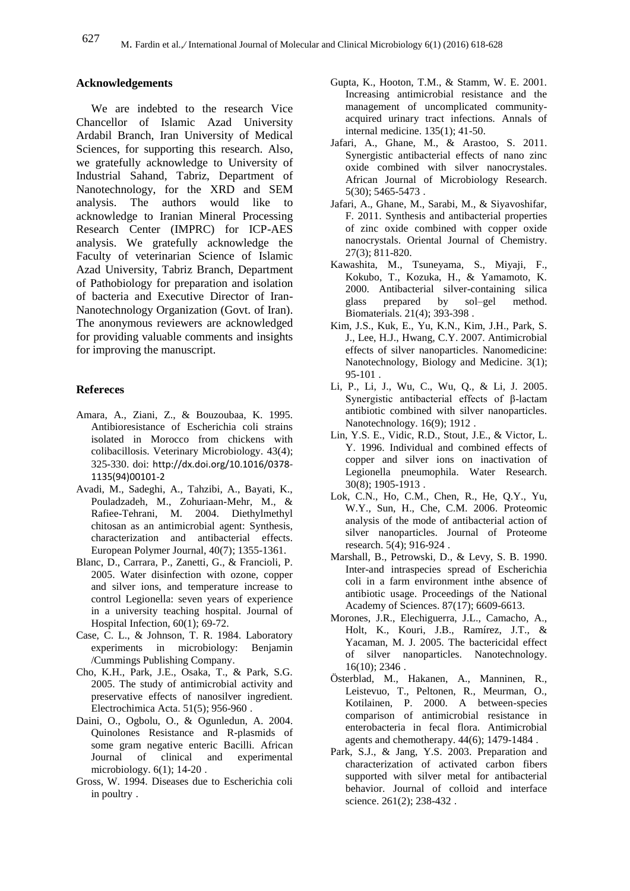## Acknowledgements

We are indebted to the research Vice Chancellor of Islamic Azad University Ardabil Branch, Iran University of Medical Sciences, for supporting this research. Also, we gratefully acknowledge to University of Industrial Sahand, Tabriz, Department of Nanotechnology, for the XRD and SEM analysis. The authors would like to acknowledge to Iranian Mineral Processing Research Center (IMPRC) for ICP-AES analysis. We gratefully acknowledge the Faculty of veterinarian Science of Islamic Azad University, Tabriz Branch, Department of Pathobiology for preparation and isolation of bacteria and Executive Director of Iran-Nanotechnology Organization (Govt. of Iran). The anonymous reviewers are acknowledged for providing valuable comments and insights for improving the manuscript.

## Refereces

Amara, A., Ziani, Z., & Bouzoubaa, K. 1995. Antibioresistance of Escherichia coli strains isolated in Morocco from chickens with colibacillosis. Veterinary Microbiology. 43(4); 325-330. doi: http://dx.doi.org/10.1016/0378-1135(94)00101-2

Avadi, M., Sadeghi, A., Tahzibi, A., Bayati, K., Pouladzadeh, M., Zohuriaan-Mehr, M., & Rafiee-Tehrani, M. 2004. Diethylmethyl chitosan as an antimicrobial agent: Synthesis, characterization and antibacterial effects. European Polymer Journal, 40(7); 1355-1361.

Blanc, D., Carrara, P., Zanetti, G., & Francioli, P. 2005. Water disinfection with ozone, copper and silver ions, and temperature increase to control Legionella: seven years of experience in a university teaching hospital. Journal of Hospital Infection, 60(1); 69-72.

Case, C. L., & Johnson, T. R. 1984. Laboratory experiments in microbiology: Benjamin /Cummings Publishing Company.

Cho, K.H., Park, J.E., Osaka, T., & Park, S.G. 2005. The study of antimicrobial activity and preservative effects of nanosilver ingredient. Electrochimica Acta. 51(5); 956-960 .

Daini, O., Ogbolu, O., & Ogunledun, A. 2004. Quinolones Resistance and R-plasmids of some gram negative enteric Bacilli. African Journal of clinical and experimental microbiology. 6(1); 14-20 .

Gross, W. 1994. Diseases due to Escherichia coli in poultry .

Gupta, K., Hooton, T.M., & Stamm, W. E. 2001. Increasing antimicrobial resistance and the management of uncomplicated community-acquired urinary tract infections. Annals of internal medicine. 135(1); 41-50.

Jafari, A., Ghane, M., & Arastoo, S. 2011. Synergistic antibacterial effects of nano zinc oxide combined with silver nanocrystales. African Journal of Microbiology Research. 5(30); 5465-5473 .

Jafari, A., Ghane, M., Sarabi, M., & Siyavoshifar, F. 2011. Synthesis and antibacterial properties of zinc oxide combined with copper oxide nanocrystals. Oriental Journal of Chemistry. 27(3); 811-820.

Kawashita, M., Tsuneyama, S., Miyaji, F., Kokubo, T., Kozuka, H., & Yamamoto, K. 2000. Antibacterial silver-containing silica glass prepared by sol–gel method. Biomaterials. 21(4); 393-398 .

Kim, J.S., Kuk, E., Yu, K.N., Kim, J.H., Park, S. J., Lee, H.J., Hwang, C.Y. 2007. Antimicrobial effects of silver nanoparticles. Nanomedicine: Nanotechnology, Biology and Medicine. 3(1); 95-101 .

Li, P., Li, J., Wu, C., Wu, Q., & Li, J. 2005. Synergistic antibacterial effects of β-lactam antibiotic combined with silver nanoparticles. Nanotechnology. 16(9); 1912 .

Lin, Y.S. E., Vidic, R.D., Stout, J.E., & Victor, L. Y. 1996. Individual and combined effects of copper and silver ions on inactivation of Legionella pneumophila. Water Research. 30(8); 1905-1913 .

Lok, C.N., Ho, C.M., Chen, R., He, Q.Y., Yu, W.Y., Sun, H., Che, C.M. 2006. Proteomic analysis of the mode of antibacterial action of silver nanoparticles. Journal of Proteome research. 5(4); 916-924 .

Marshall, B., Petrowski, D., & Levy, S. B. 1990. Inter-and intraspecies spread of Escherichia coli in a farm environment inthe absence of antibiotic usage. Proceedings of the National Academy of Sciences. 87(17); 6609-6613.

Morones, J.R., Elechiguerra, J.L., Camacho, A., Holt, K., Kouri, J.B., Ramírez, J.T., & Yacaman, M. J. 2005. The bactericidal effect of silver nanoparticles. Nanotechnology. 16(10); 2346 .

Österblad, M., Hakanen, A., Manninen, R., Leistevuo, T., Peltonen, R., Meurman, O., Kotilainen, P. 2000. A between-species comparison of antimicrobial resistance in enterobacteria in fecal flora. Antimicrobial agents and chemotherapy. 44(6); 1479-1484 .

Park, S.J., & Jang, Y.S. 2003. Preparation and characterization of activated carbon fibers supported with silver metal for antibacterial behavior. Journal of colloid and interface science. 261(2); 238-432 .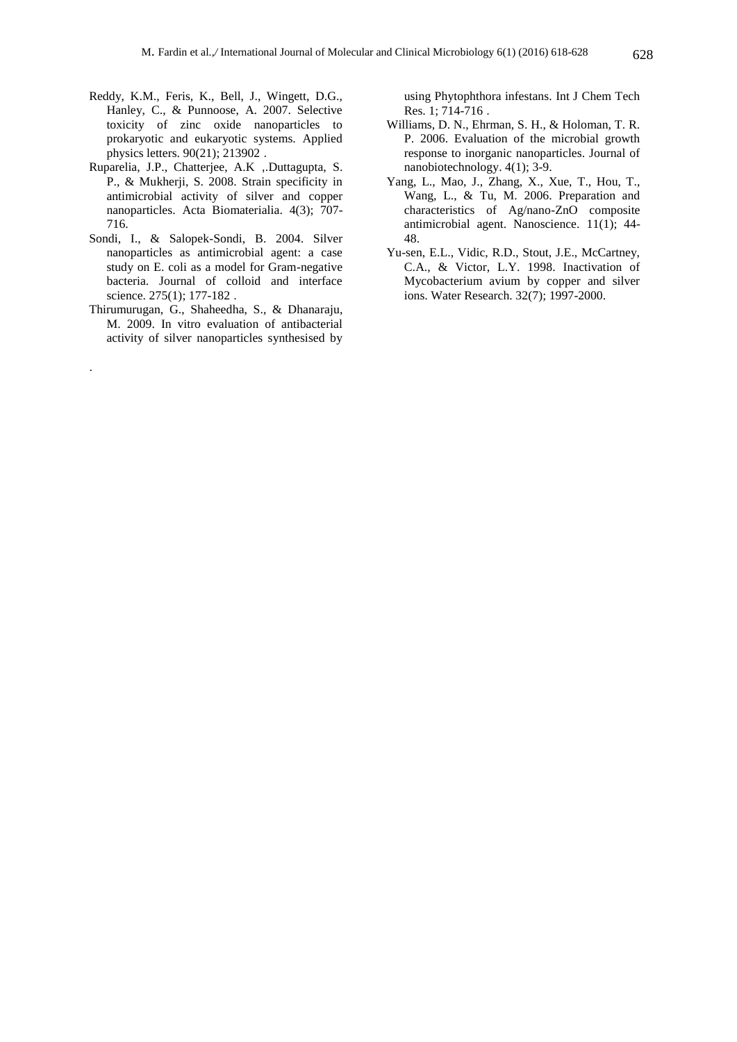Reddy, K.M., Feris, K., Bell, J., Wingett, D.G., Hanley, C., & Punnoose, A. 2007. Selective toxicity of zinc oxide nanoparticles to prokaryotic and eukaryotic systems. Applied physics letters. 90(21); 213902 .

Ruparelia, J.P., Chatterjee, A.K ,.Duttagupta, S. P., & Mukherji, S. 2008. Strain specificity in antimicrobial activity of silver and copper nanoparticles. Acta Biomaterialia. 4(3); 707-716.

Sondi, I., & Salopek-Sondi, B. 2004. Silver nanoparticles as antimicrobial agent: a case study on E. coli as a model for Gram-negative bacteria. Journal of colloid and interface science. 275(1); 177-182 .

Thirumurugan, G., Shaheedha, S., & Dhanaraju, M. 2009. In vitro evaluation of antibacterial activity of silver nanoparticles synthesised by using Phytophthora infestans. Int J Chem Tech Res. 1; 714-716 .

Williams, D. N., Ehrman, S. H., & Holoman, T. R. P. 2006. Evaluation of the microbial growth response to inorganic nanoparticles. Journal of nanobiotechnology. 4(1); 3-9.

Yang, L., Mao, J., Zhang, X., Xue, T., Hou, T., Wang, L., & Tu, M. 2006. Preparation and characteristics of Ag/nano-ZnO composite antimicrobial agent. Nanoscience. 11(1); 44-48.

Yu-sen, E.L., Vidic, R.D., Stout, J.E., McCartney, C.A., & Victor, L.Y. 1998. Inactivation of Mycobacterium avium by copper and silver ions. Water Research. 32(7); 1997-2000.